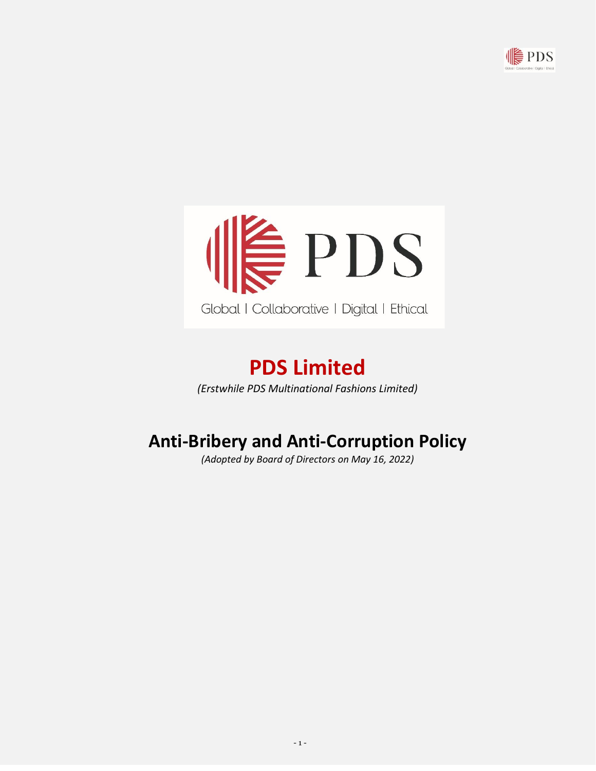# PDS Limited

*(Erstwhile PDS Multinational Fashions Limited)*

# Anti-Bribery and Anti-Corruption Policy

*(Adopted by Board of Directors on May 16, 2022)*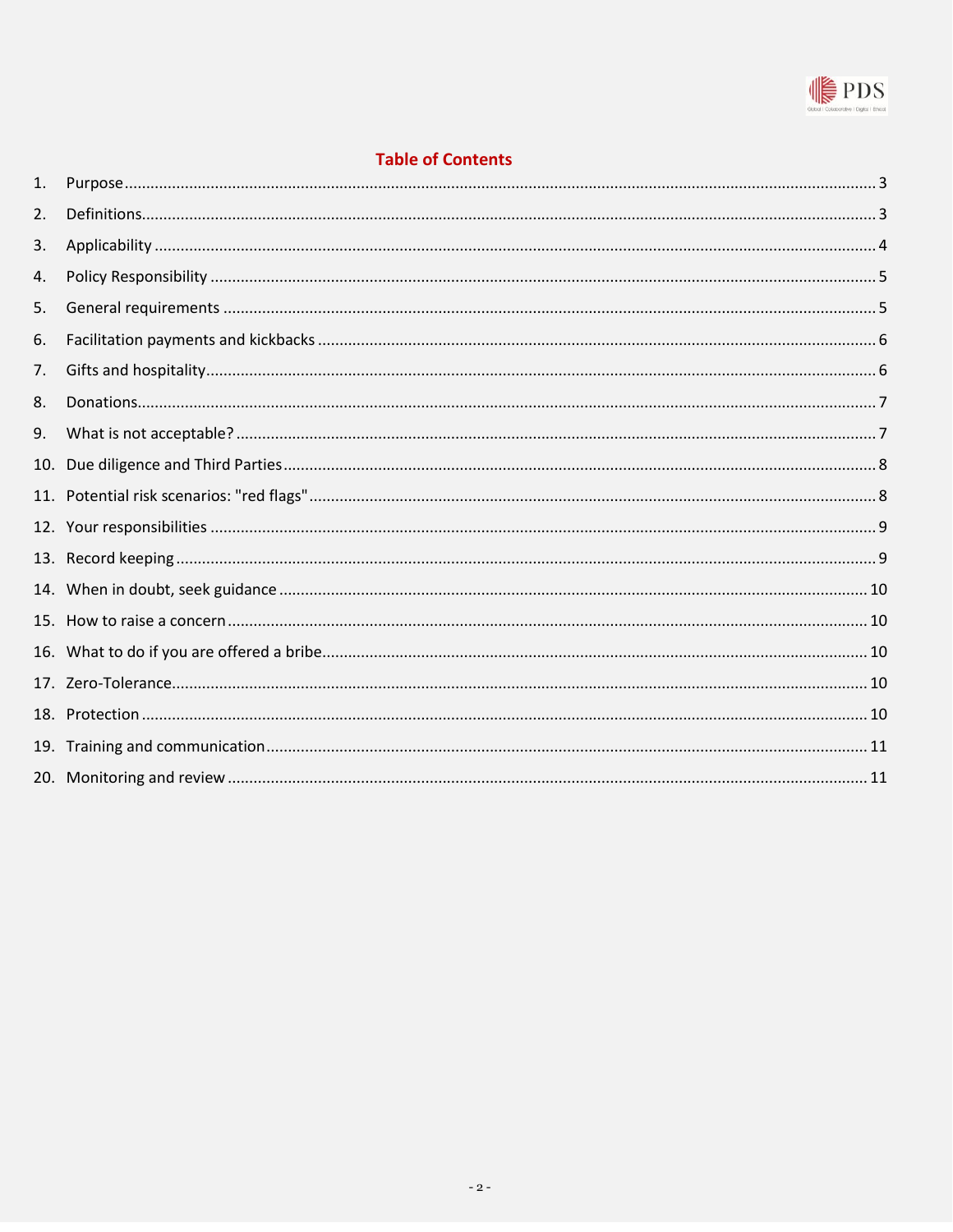## Table of Contents

1. Purpose .................................................................................... 3
2. Definitions ................................................................................ 3
3. Applicability ............................................................................. 4
4. Policy Responsibility ................................................................. 5
5. General requirements ................................................................ 5
6. Facilitation payments and kickbacks ......................................... 6
7. Gifts and hospitality .................................................................. 6
8. Donations .................................................................................. 7
9. What is not acceptable? ............................................................. 7
10. Due diligence and Third Parties ................................................ 8
11. Potential risk scenarios: "red flags" ........................................... 8
12. Your responsibilities ................................................................. 9
13. Record keeping ......................................................................... 9
14. When in doubt, seek guidance ................................................. 10
15. How to raise a concern ............................................................ 10
16. What to do if you are offered a bribe ....................................... 10
17. Zero-Tolerance ........................................................................ 10
18. Protection ................................................................................ 10
19. Training and communication ................................................... 11
20. Monitoring and review ............................................................. 11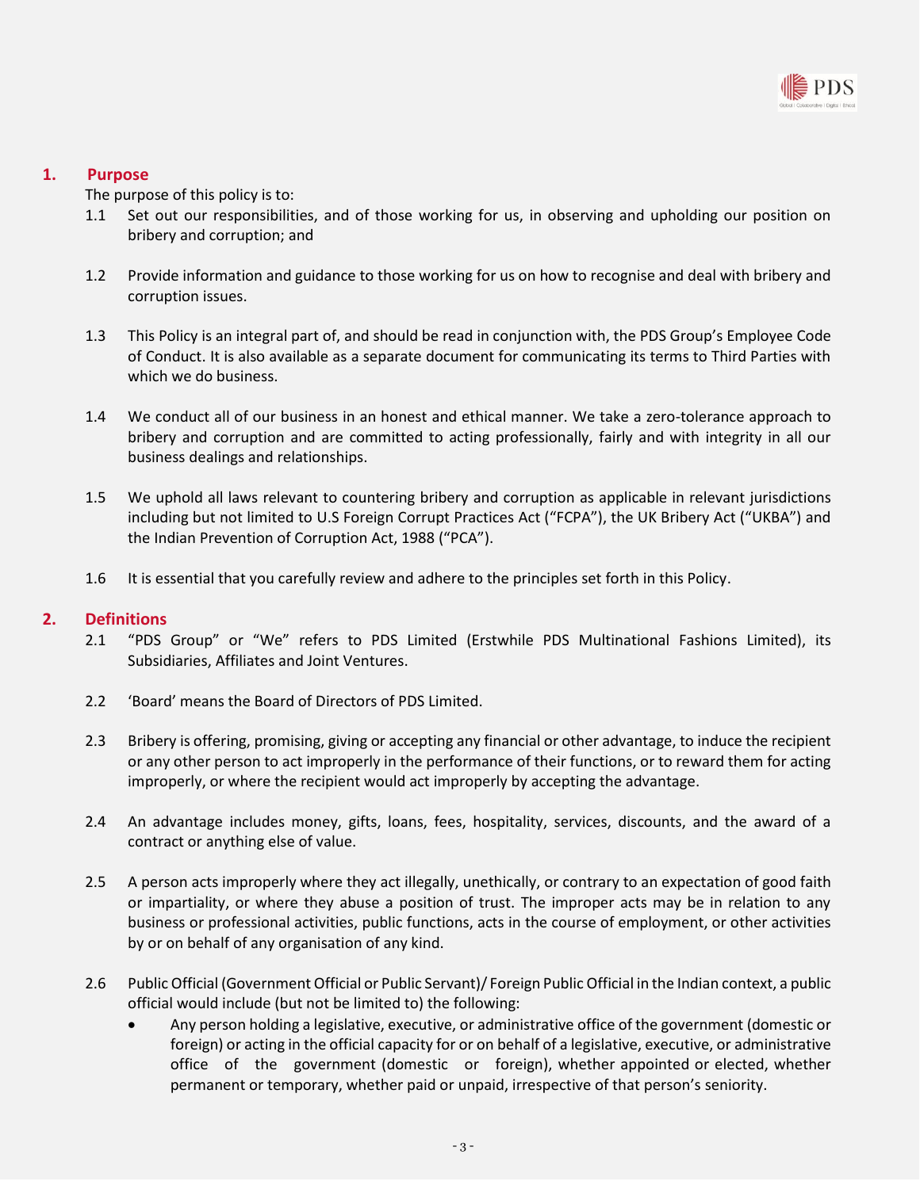## 1. Purpose

The purpose of this policy is to:

1.1 Set out our responsibilities, and of those working for us, in observing and upholding our position on bribery and corruption; and

1.2 Provide information and guidance to those working for us on how to recognise and deal with bribery and corruption issues.

1.3 This Policy is an integral part of, and should be read in conjunction with, the PDS Group's Employee Code of Conduct. It is also available as a separate document for communicating its terms to Third Parties with which we do business.

1.4 We conduct all of our business in an honest and ethical manner. We take a zero-tolerance approach to bribery and corruption and are committed to acting professionally, fairly and with integrity in all our business dealings and relationships.

1.5 We uphold all laws relevant to countering bribery and corruption as applicable in relevant jurisdictions including but not limited to U.S Foreign Corrupt Practices Act ("FCPA"), the UK Bribery Act ("UKBA") and the Indian Prevention of Corruption Act, 1988 ("PCA").

1.6 It is essential that you carefully review and adhere to the principles set forth in this Policy.

## 2. Definitions

2.1 "PDS Group" or "We" refers to PDS Limited (Erstwhile PDS Multinational Fashions Limited), its Subsidiaries, Affiliates and Joint Ventures.

2.2 'Board' means the Board of Directors of PDS Limited.

2.3 Bribery is offering, promising, giving or accepting any financial or other advantage, to induce the recipient or any other person to act improperly in the performance of their functions, or to reward them for acting improperly, or where the recipient would act improperly by accepting the advantage.

2.4 An advantage includes money, gifts, loans, fees, hospitality, services, discounts, and the award of a contract or anything else of value.

2.5 A person acts improperly where they act illegally, unethically, or contrary to an expectation of good faith or impartiality, or where they abuse a position of trust. The improper acts may be in relation to any business or professional activities, public functions, acts in the course of employment, or other activities by or on behalf of any organisation of any kind.

2.6 Public Official (Government Official or Public Servant)/ Foreign Public Official in the Indian context, a public official would include (but not be limited to) the following:

- Any person holding a legislative, executive, or administrative office of the government (domestic or foreign) or acting in the official capacity for or on behalf of a legislative, executive, or administrative office of the government (domestic or foreign), whether appointed or elected, whether permanent or temporary, whether paid or unpaid, irrespective of that person's seniority.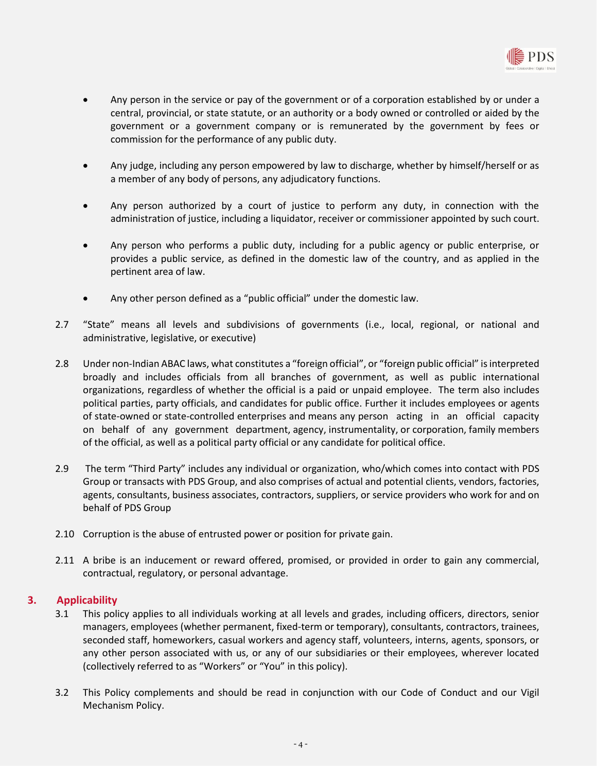- Any person in the service or pay of the government or of a corporation established by or under a central, provincial, or state statute, or an authority or a body owned or controlled or aided by the government or a government company or is remunerated by the government by fees or commission for the performance of any public duty.

- Any judge, including any person empowered by law to discharge, whether by himself/herself or as a member of any body of persons, any adjudicatory functions.

- Any person authorized by a court of justice to perform any duty, in connection with the administration of justice, including a liquidator, receiver or commissioner appointed by such court.

- Any person who performs a public duty, including for a public agency or public enterprise, or provides a public service, as defined in the domestic law of the country, and as applied in the pertinent area of law.

- Any other person defined as a "public official" under the domestic law.

2.7 "State" means all levels and subdivisions of governments (i.e., local, regional, or national and administrative, legislative, or executive)

2.8 Under non-Indian ABAC laws, what constitutes a "foreign official", or "foreign public official" is interpreted broadly and includes officials from all branches of government, as well as public international organizations, regardless of whether the official is a paid or unpaid employee. The term also includes political parties, party officials, and candidates for public office. Further it includes employees or agents of state-owned or state-controlled enterprises and means any person acting in an official capacity on behalf of any government department, agency, instrumentality, or corporation, family members of the official, as well as a political party official or any candidate for political office.

2.9 The term "Third Party" includes any individual or organization, who/which comes into contact with PDS Group or transacts with PDS Group, and also comprises of actual and potential clients, vendors, factories, agents, consultants, business associates, contractors, suppliers, or service providers who work for and on behalf of PDS Group

2.10 Corruption is the abuse of entrusted power or position for private gain.

2.11 A bribe is an inducement or reward offered, promised, or provided in order to gain any commercial, contractual, regulatory, or personal advantage.

## 3. Applicability

3.1 This policy applies to all individuals working at all levels and grades, including officers, directors, senior managers, employees (whether permanent, fixed-term or temporary), consultants, contractors, trainees, seconded staff, homeworkers, casual workers and agency staff, volunteers, interns, agents, sponsors, or any other person associated with us, or any of our subsidiaries or their employees, wherever located (collectively referred to as "Workers" or "You" in this policy).

3.2 This Policy complements and should be read in conjunction with our Code of Conduct and our Vigil Mechanism Policy.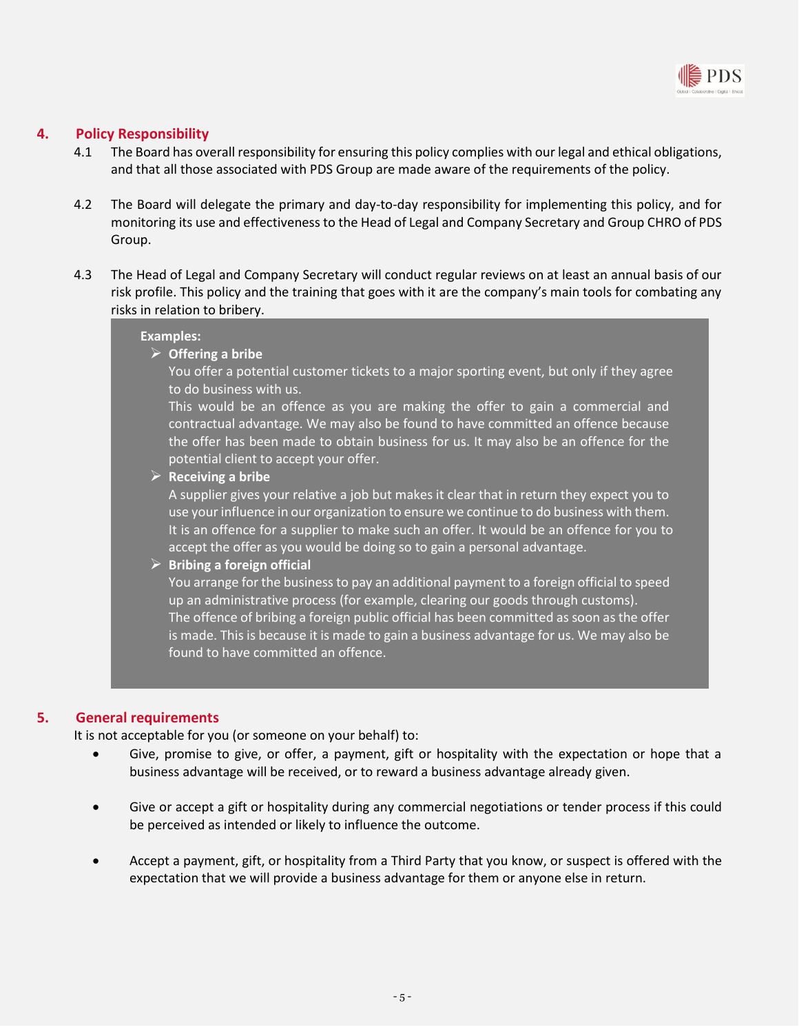## 4. Policy Responsibility

4.1 The Board has overall responsibility for ensuring this policy complies with our legal and ethical obligations, and that all those associated with PDS Group are made aware of the requirements of the policy.

4.2 The Board will delegate the primary and day-to-day responsibility for implementing this policy, and for monitoring its use and effectiveness to the Head of Legal and Company Secretary and Group CHRO of PDS Group.

4.3 The Head of Legal and Company Secretary will conduct regular reviews on at least an annual basis of our risk profile. This policy and the training that goes with it are the company's main tools for combating any risks in relation to bribery.

> **Examples:**
>
> - **Offering a bribe**
>   You offer a potential customer tickets to a major sporting event, but only if they agree to do business with us.
>   This would be an offence as you are making the offer to gain a commercial and contractual advantage. We may also be found to have committed an offence because the offer has been made to obtain business for us. It may also be an offence for the potential client to accept your offer.
> - **Receiving a bribe**
>   A supplier gives your relative a job but makes it clear that in return they expect you to use your influence in our organization to ensure we continue to do business with them. It is an offence for a supplier to make such an offer. It would be an offence for you to accept the offer as you would be doing so to gain a personal advantage.
> - **Bribing a foreign official**
>   You arrange for the business to pay an additional payment to a foreign official to speed up an administrative process (for example, clearing our goods through customs).
>   The offence of bribing a foreign public official has been committed as soon as the offer is made. This is because it is made to gain a business advantage for us. We may also be found to have committed an offence.

## 5. General requirements

It is not acceptable for you (or someone on your behalf) to:

- Give, promise to give, or offer, a payment, gift or hospitality with the expectation or hope that a business advantage will be received, or to reward a business advantage already given.

- Give or accept a gift or hospitality during any commercial negotiations or tender process if this could be perceived as intended or likely to influence the outcome.

- Accept a payment, gift, or hospitality from a Third Party that you know, or suspect is offered with the expectation that we will provide a business advantage for them or anyone else in return.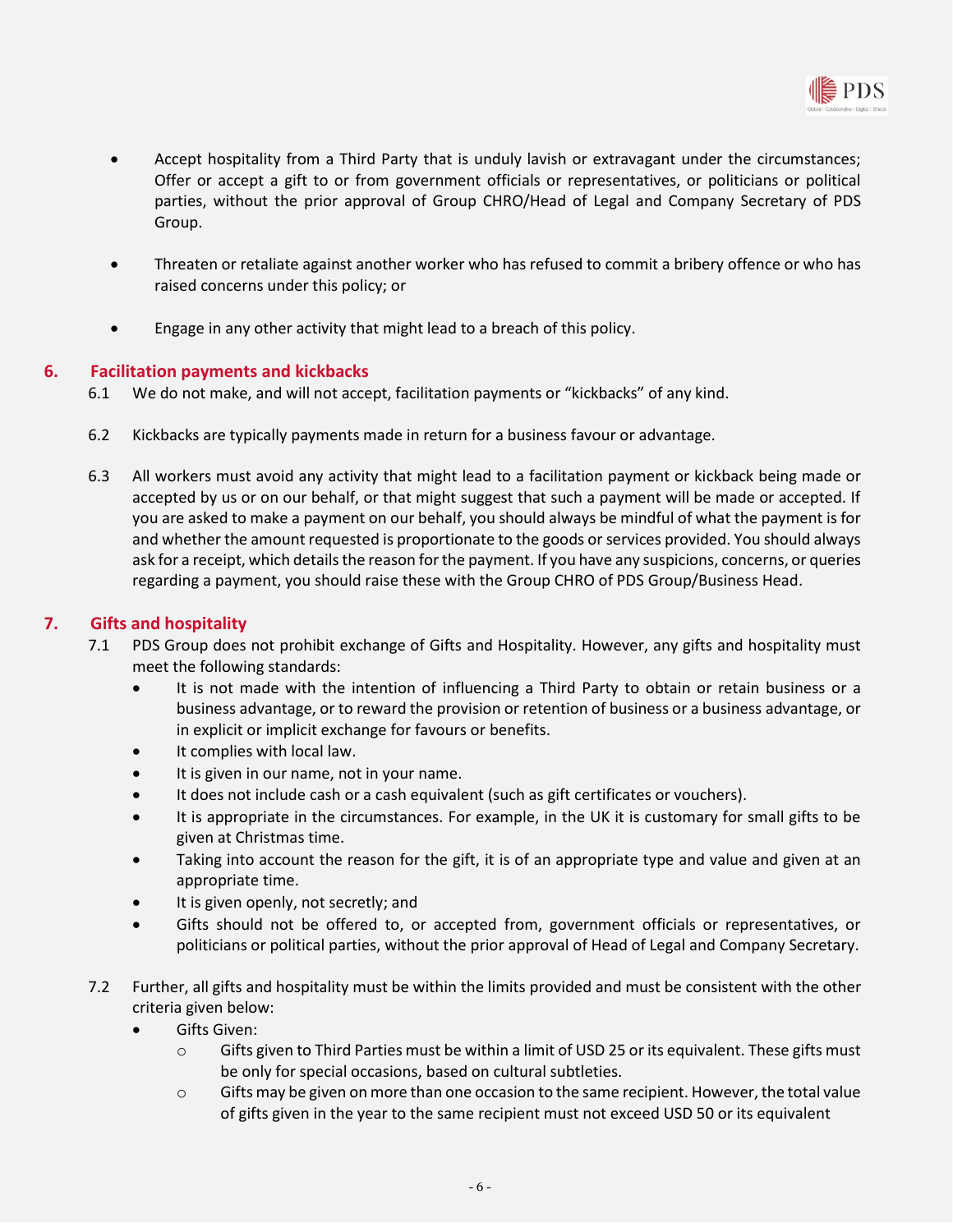- Accept hospitality from a Third Party that is unduly lavish or extravagant under the circumstances; Offer or accept a gift to or from government officials or representatives, or politicians or political parties, without the prior approval of Group CHRO/Head of Legal and Company Secretary of PDS Group.

- Threaten or retaliate against another worker who has refused to commit a bribery offence or who has raised concerns under this policy; or

- Engage in any other activity that might lead to a breach of this policy.

## 6. Facilitation payments and kickbacks

6.1 We do not make, and will not accept, facilitation payments or "kickbacks" of any kind.

6.2 Kickbacks are typically payments made in return for a business favour or advantage.

6.3 All workers must avoid any activity that might lead to a facilitation payment or kickback being made or accepted by us or on our behalf, or that might suggest that such a payment will be made or accepted. If you are asked to make a payment on our behalf, you should always be mindful of what the payment is for and whether the amount requested is proportionate to the goods or services provided. You should always ask for a receipt, which details the reason for the payment. If you have any suspicions, concerns, or queries regarding a payment, you should raise these with the Group CHRO of PDS Group/Business Head.

## 7. Gifts and hospitality

7.1 PDS Group does not prohibit exchange of Gifts and Hospitality. However, any gifts and hospitality must meet the following standards:

- It is not made with the intention of influencing a Third Party to obtain or retain business or a business advantage, or to reward the provision or retention of business or a business advantage, or in explicit or implicit exchange for favours or benefits.
- It complies with local law.
- It is given in our name, not in your name.
- It does not include cash or a cash equivalent (such as gift certificates or vouchers).
- It is appropriate in the circumstances. For example, in the UK it is customary for small gifts to be given at Christmas time.
- Taking into account the reason for the gift, it is of an appropriate type and value and given at an appropriate time.
- It is given openly, not secretly; and
- Gifts should not be offered to, or accepted from, government officials or representatives, or politicians or political parties, without the prior approval of Head of Legal and Company Secretary.

7.2 Further, all gifts and hospitality must be within the limits provided and must be consistent with the other criteria given below:

- Gifts Given:
  - Gifts given to Third Parties must be within a limit of USD 25 or its equivalent. These gifts must be only for special occasions, based on cultural subtleties.
  - Gifts may be given on more than one occasion to the same recipient. However, the total value of gifts given in the year to the same recipient must not exceed USD 50 or its equivalent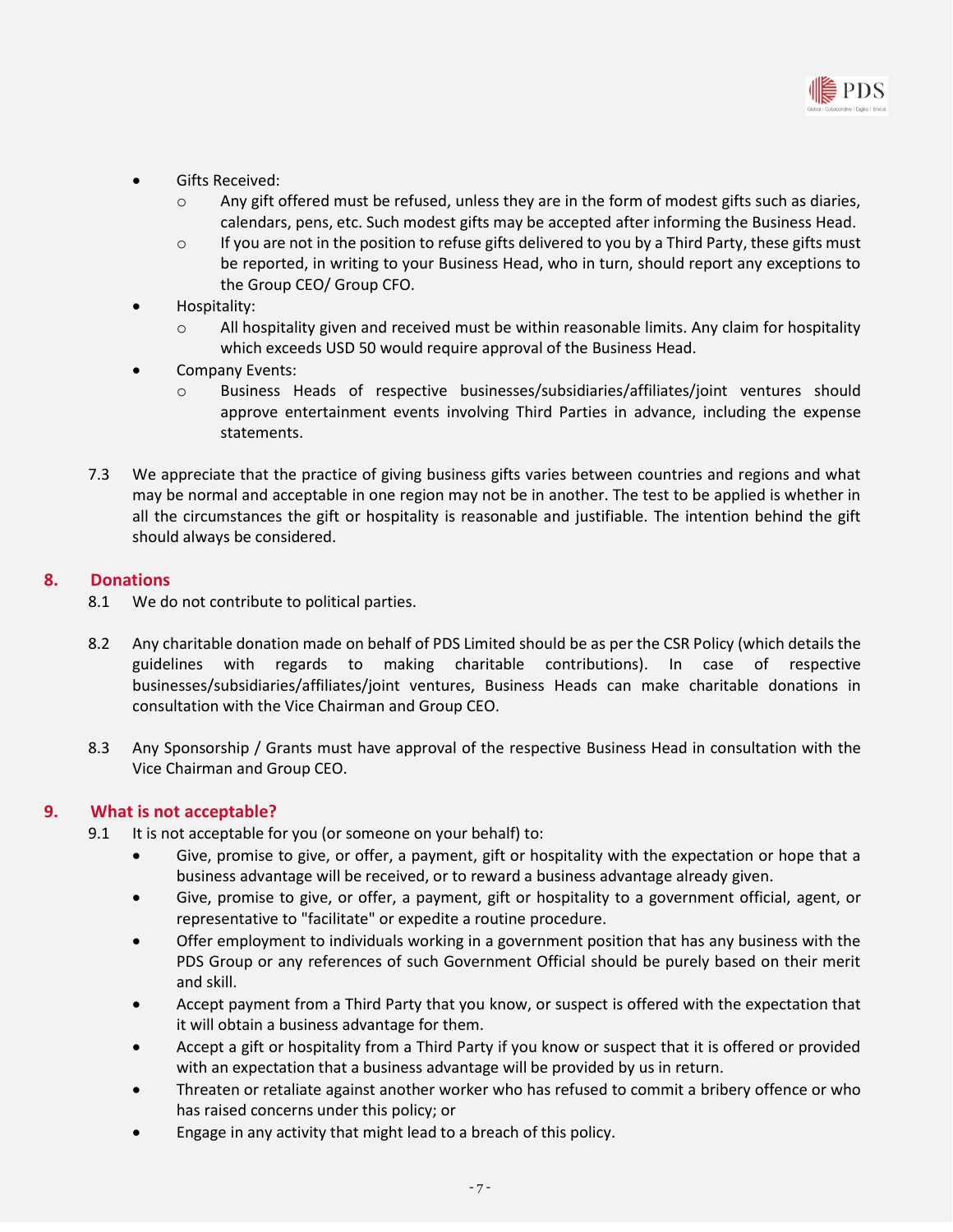- Gifts Received:
  - Any gift offered must be refused, unless they are in the form of modest gifts such as diaries, calendars, pens, etc. Such modest gifts may be accepted after informing the Business Head.
  - If you are not in the position to refuse gifts delivered to you by a Third Party, these gifts must be reported, in writing to your Business Head, who in turn, should report any exceptions to the Group CEO/ Group CFO.
- Hospitality:
  - All hospitality given and received must be within reasonable limits. Any claim for hospitality which exceeds USD 50 would require approval of the Business Head.
- Company Events:
  - Business Heads of respective businesses/subsidiaries/affiliates/joint ventures should approve entertainment events involving Third Parties in advance, including the expense statements.

7.3 We appreciate that the practice of giving business gifts varies between countries and regions and what may be normal and acceptable in one region may not be in another. The test to be applied is whether in all the circumstances the gift or hospitality is reasonable and justifiable. The intention behind the gift should always be considered.

## 8. Donations

8.1 We do not contribute to political parties.

8.2 Any charitable donation made on behalf of PDS Limited should be as per the CSR Policy (which details the guidelines with regards to making charitable contributions). In case of respective businesses/subsidiaries/affiliates/joint ventures, Business Heads can make charitable donations in consultation with the Vice Chairman and Group CEO.

8.3 Any Sponsorship / Grants must have approval of the respective Business Head in consultation with the Vice Chairman and Group CEO.

## 9. What is not acceptable?

9.1 It is not acceptable for you (or someone on your behalf) to:

- Give, promise to give, or offer, a payment, gift or hospitality with the expectation or hope that a business advantage will be received, or to reward a business advantage already given.
- Give, promise to give, or offer, a payment, gift or hospitality to a government official, agent, or representative to "facilitate" or expedite a routine procedure.
- Offer employment to individuals working in a government position that has any business with the PDS Group or any references of such Government Official should be purely based on their merit and skill.
- Accept payment from a Third Party that you know, or suspect is offered with the expectation that it will obtain a business advantage for them.
- Accept a gift or hospitality from a Third Party if you know or suspect that it is offered or provided with an expectation that a business advantage will be provided by us in return.
- Threaten or retaliate against another worker who has refused to commit a bribery offence or who has raised concerns under this policy; or
- Engage in any activity that might lead to a breach of this policy.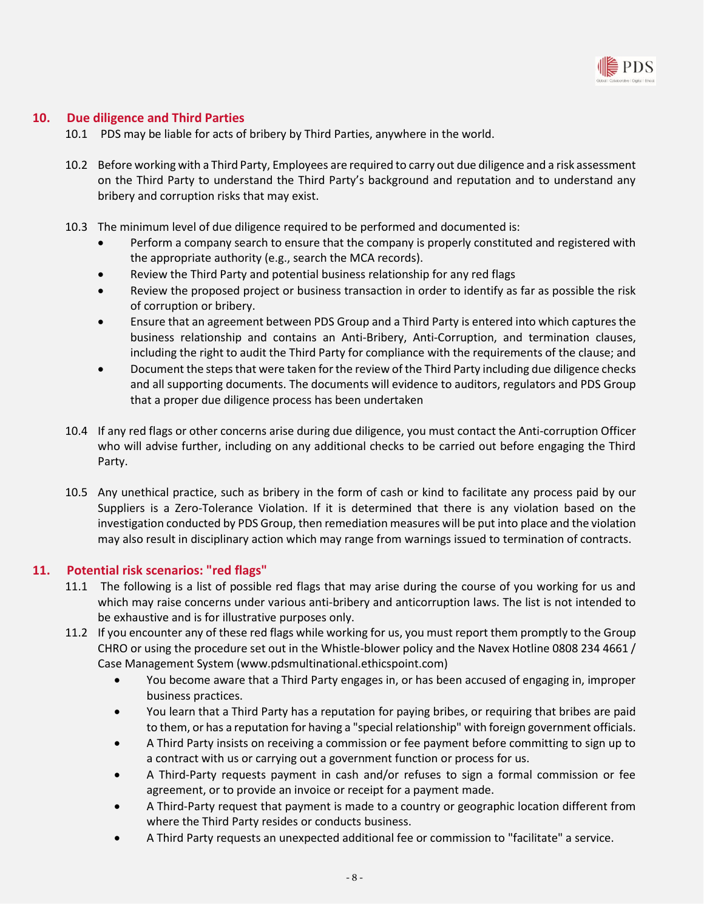## 10. Due diligence and Third Parties

10.1 PDS may be liable for acts of bribery by Third Parties, anywhere in the world.

10.2 Before working with a Third Party, Employees are required to carry out due diligence and a risk assessment on the Third Party to understand the Third Party's background and reputation and to understand any bribery and corruption risks that may exist.

10.3 The minimum level of due diligence required to be performed and documented is:

- Perform a company search to ensure that the company is properly constituted and registered with the appropriate authority (e.g., search the MCA records).
- Review the Third Party and potential business relationship for any red flags
- Review the proposed project or business transaction in order to identify as far as possible the risk of corruption or bribery.
- Ensure that an agreement between PDS Group and a Third Party is entered into which captures the business relationship and contains an Anti-Bribery, Anti-Corruption, and termination clauses, including the right to audit the Third Party for compliance with the requirements of the clause; and
- Document the steps that were taken for the review of the Third Party including due diligence checks and all supporting documents. The documents will evidence to auditors, regulators and PDS Group that a proper due diligence process has been undertaken

10.4 If any red flags or other concerns arise during due diligence, you must contact the Anti-corruption Officer who will advise further, including on any additional checks to be carried out before engaging the Third Party.

10.5 Any unethical practice, such as bribery in the form of cash or kind to facilitate any process paid by our Suppliers is a Zero-Tolerance Violation. If it is determined that there is any violation based on the investigation conducted by PDS Group, then remediation measures will be put into place and the violation may also result in disciplinary action which may range from warnings issued to termination of contracts.

## 11. Potential risk scenarios: "red flags"

11.1 The following is a list of possible red flags that may arise during the course of you working for us and which may raise concerns under various anti-bribery and anticorruption laws. The list is not intended to be exhaustive and is for illustrative purposes only.

11.2 If you encounter any of these red flags while working for us, you must report them promptly to the Group CHRO or using the procedure set out in the Whistle-blower policy and the Navex Hotline 0808 234 4661 / Case Management System (www.pdsmultinational.ethicspoint.com)

- You become aware that a Third Party engages in, or has been accused of engaging in, improper business practices.
- You learn that a Third Party has a reputation for paying bribes, or requiring that bribes are paid to them, or has a reputation for having a "special relationship" with foreign government officials.
- A Third Party insists on receiving a commission or fee payment before committing to sign up to a contract with us or carrying out a government function or process for us.
- A Third-Party requests payment in cash and/or refuses to sign a formal commission or fee agreement, or to provide an invoice or receipt for a payment made.
- A Third-Party request that payment is made to a country or geographic location different from where the Third Party resides or conducts business.
- A Third Party requests an unexpected additional fee or commission to "facilitate" a service.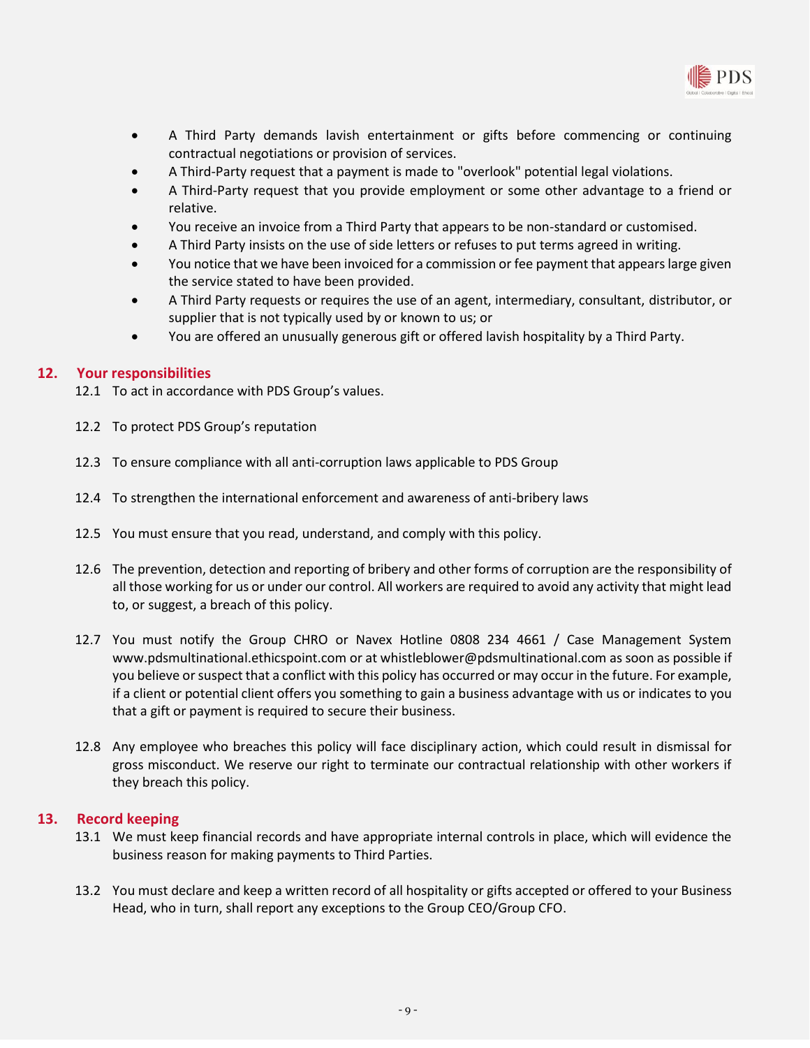- A Third Party demands lavish entertainment or gifts before commencing or continuing contractual negotiations or provision of services.
- A Third-Party request that a payment is made to "overlook" potential legal violations.
- A Third-Party request that you provide employment or some other advantage to a friend or relative.
- You receive an invoice from a Third Party that appears to be non-standard or customised.
- A Third Party insists on the use of side letters or refuses to put terms agreed in writing.
- You notice that we have been invoiced for a commission or fee payment that appears large given the service stated to have been provided.
- A Third Party requests or requires the use of an agent, intermediary, consultant, distributor, or supplier that is not typically used by or known to us; or
- You are offered an unusually generous gift or offered lavish hospitality by a Third Party.

## 12. Your responsibilities

12.1 To act in accordance with PDS Group's values.

12.2 To protect PDS Group's reputation

12.3 To ensure compliance with all anti-corruption laws applicable to PDS Group

12.4 To strengthen the international enforcement and awareness of anti-bribery laws

12.5 You must ensure that you read, understand, and comply with this policy.

12.6 The prevention, detection and reporting of bribery and other forms of corruption are the responsibility of all those working for us or under our control. All workers are required to avoid any activity that might lead to, or suggest, a breach of this policy.

12.7 You must notify the Group CHRO or Navex Hotline 0808 234 4661 / Case Management System www.pdsmultinational.ethicspoint.com or at whistleblower@pdsmultinational.com as soon as possible if you believe or suspect that a conflict with this policy has occurred or may occur in the future. For example, if a client or potential client offers you something to gain a business advantage with us or indicates to you that a gift or payment is required to secure their business.

12.8 Any employee who breaches this policy will face disciplinary action, which could result in dismissal for gross misconduct. We reserve our right to terminate our contractual relationship with other workers if they breach this policy.

## 13. Record keeping

13.1 We must keep financial records and have appropriate internal controls in place, which will evidence the business reason for making payments to Third Parties.

13.2 You must declare and keep a written record of all hospitality or gifts accepted or offered to your Business Head, who in turn, shall report any exceptions to the Group CEO/Group CFO.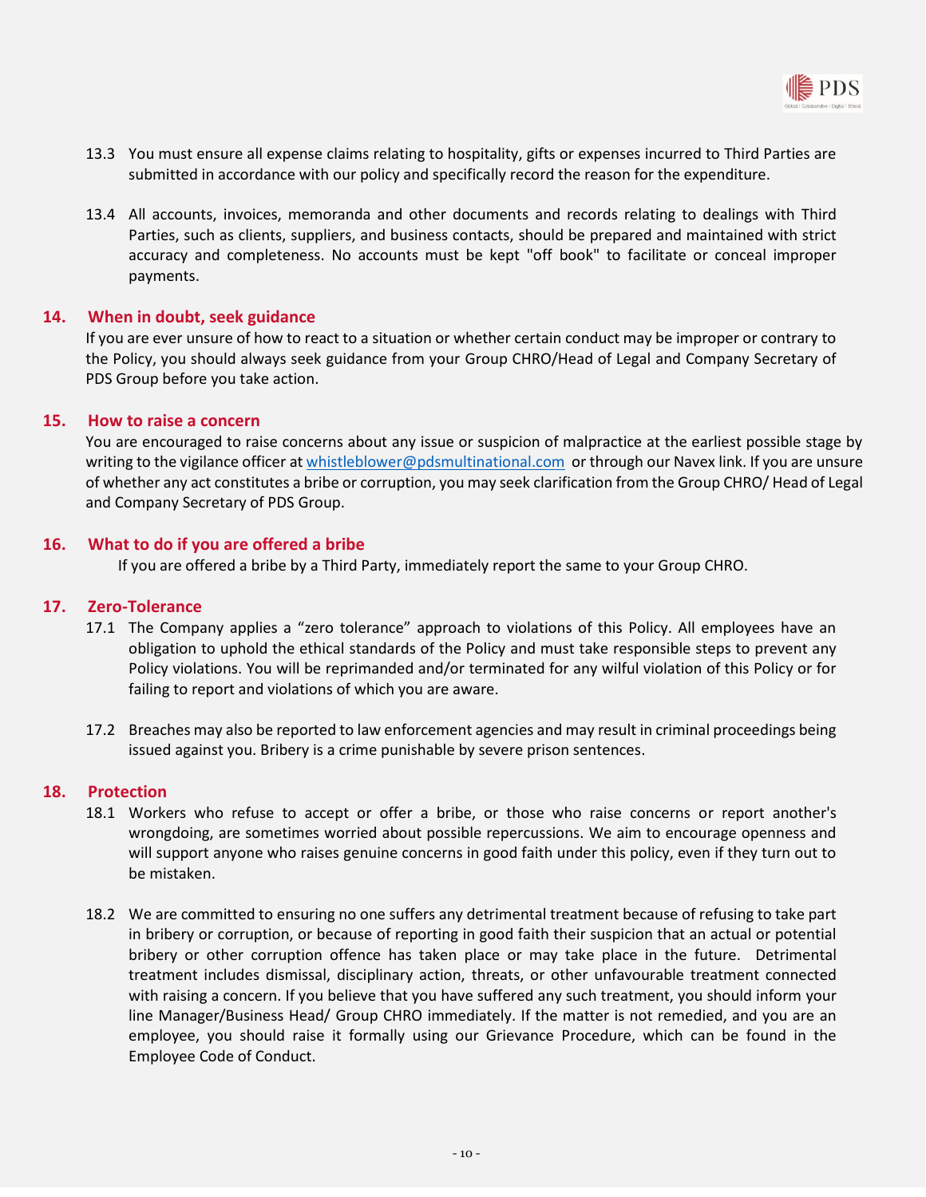13.3 You must ensure all expense claims relating to hospitality, gifts or expenses incurred to Third Parties are submitted in accordance with our policy and specifically record the reason for the expenditure.

13.4 All accounts, invoices, memoranda and other documents and records relating to dealings with Third Parties, such as clients, suppliers, and business contacts, should be prepared and maintained with strict accuracy and completeness. No accounts must be kept "off book" to facilitate or conceal improper payments.

## 14. When in doubt, seek guidance

If you are ever unsure of how to react to a situation or whether certain conduct may be improper or contrary to the Policy, you should always seek guidance from your Group CHRO/Head of Legal and Company Secretary of PDS Group before you take action.

## 15. How to raise a concern

You are encouraged to raise concerns about any issue or suspicion of malpractice at the earliest possible stage by writing to the vigilance officer at whistleblower@pdsmultinational.com or through our Navex link. If you are unsure of whether any act constitutes a bribe or corruption, you may seek clarification from the Group CHRO/ Head of Legal and Company Secretary of PDS Group.

## 16. What to do if you are offered a bribe

If you are offered a bribe by a Third Party, immediately report the same to your Group CHRO.

## 17. Zero-Tolerance

17.1 The Company applies a "zero tolerance" approach to violations of this Policy. All employees have an obligation to uphold the ethical standards of the Policy and must take responsible steps to prevent any Policy violations. You will be reprimanded and/or terminated for any wilful violation of this Policy or for failing to report and violations of which you are aware.

17.2 Breaches may also be reported to law enforcement agencies and may result in criminal proceedings being issued against you. Bribery is a crime punishable by severe prison sentences.

## 18. Protection

18.1 Workers who refuse to accept or offer a bribe, or those who raise concerns or report another's wrongdoing, are sometimes worried about possible repercussions. We aim to encourage openness and will support anyone who raises genuine concerns in good faith under this policy, even if they turn out to be mistaken.

18.2 We are committed to ensuring no one suffers any detrimental treatment because of refusing to take part in bribery or corruption, or because of reporting in good faith their suspicion that an actual or potential bribery or other corruption offence has taken place or may take place in the future. Detrimental treatment includes dismissal, disciplinary action, threats, or other unfavourable treatment connected with raising a concern. If you believe that you have suffered any such treatment, you should inform your line Manager/Business Head/ Group CHRO immediately. If the matter is not remedied, and you are an employee, you should raise it formally using our Grievance Procedure, which can be found in the Employee Code of Conduct.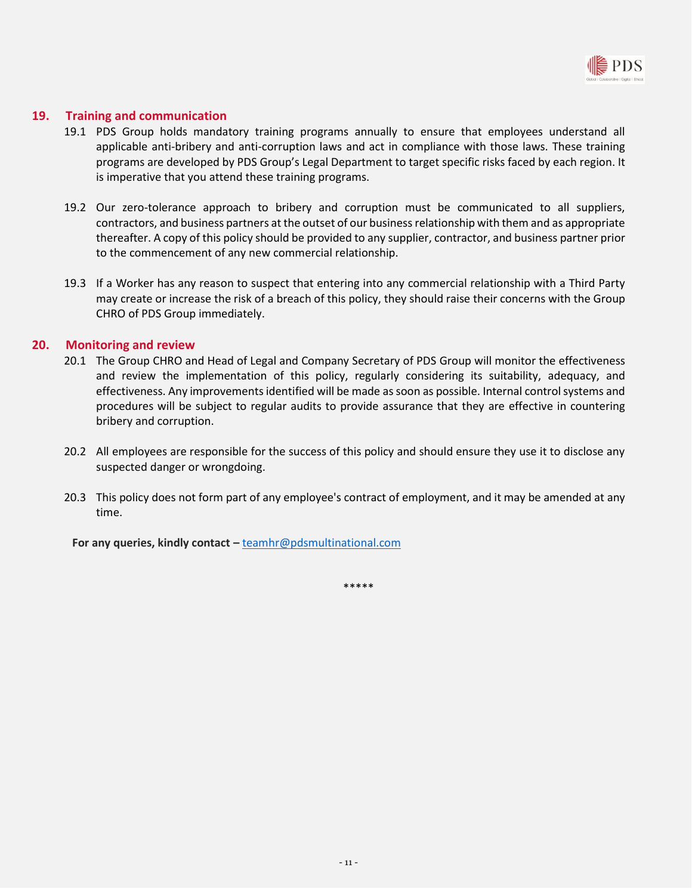## 19. Training and communication

19.1 PDS Group holds mandatory training programs annually to ensure that employees understand all applicable anti-bribery and anti-corruption laws and act in compliance with those laws. These training programs are developed by PDS Group's Legal Department to target specific risks faced by each region. It is imperative that you attend these training programs.

19.2 Our zero-tolerance approach to bribery and corruption must be communicated to all suppliers, contractors, and business partners at the outset of our business relationship with them and as appropriate thereafter. A copy of this policy should be provided to any supplier, contractor, and business partner prior to the commencement of any new commercial relationship.

19.3 If a Worker has any reason to suspect that entering into any commercial relationship with a Third Party may create or increase the risk of a breach of this policy, they should raise their concerns with the Group CHRO of PDS Group immediately.

## 20. Monitoring and review

20.1 The Group CHRO and Head of Legal and Company Secretary of PDS Group will monitor the effectiveness and review the implementation of this policy, regularly considering its suitability, adequacy, and effectiveness. Any improvements identified will be made as soon as possible. Internal control systems and procedures will be subject to regular audits to provide assurance that they are effective in countering bribery and corruption.

20.2 All employees are responsible for the success of this policy and should ensure they use it to disclose any suspected danger or wrongdoing.

20.3 This policy does not form part of any employee's contract of employment, and it may be amended at any time.

**For any queries, kindly contact –** teamhr@pdsmultinational.com

*****